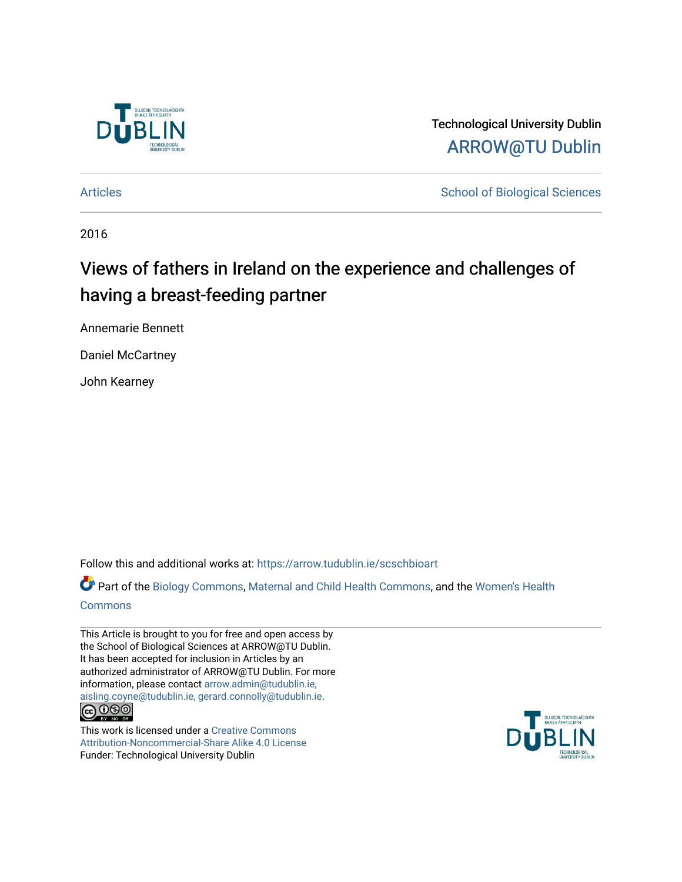Technological University Dublin

ARROW@TU Dublin

Articles | School of Biological Sciences

2016

# Views of fathers in Ireland on the experience and challenges of having a breast-feeding partner

Annemarie Bennett

Daniel McCartney

John Kearney

Follow this and additional works at: https://arrow.tudublin.ie/scschbioart

Part of the Biology Commons, Maternal and Child Health Commons, and the Women's Health Commons

This Article is brought to you for free and open access by the School of Biological Sciences at ARROW@TU Dublin. It has been accepted for inclusion in Articles by an authorized administrator of ARROW@TU Dublin. For more information, please contact arrow.admin@tudublin.ie, aisling.coyne@tudublin.ie, gerard.connolly@tudublin.ie.

This work is licensed under a Creative Commons Attribution-Noncommercial-Share Alike 4.0 License

Funder: Technological University Dublin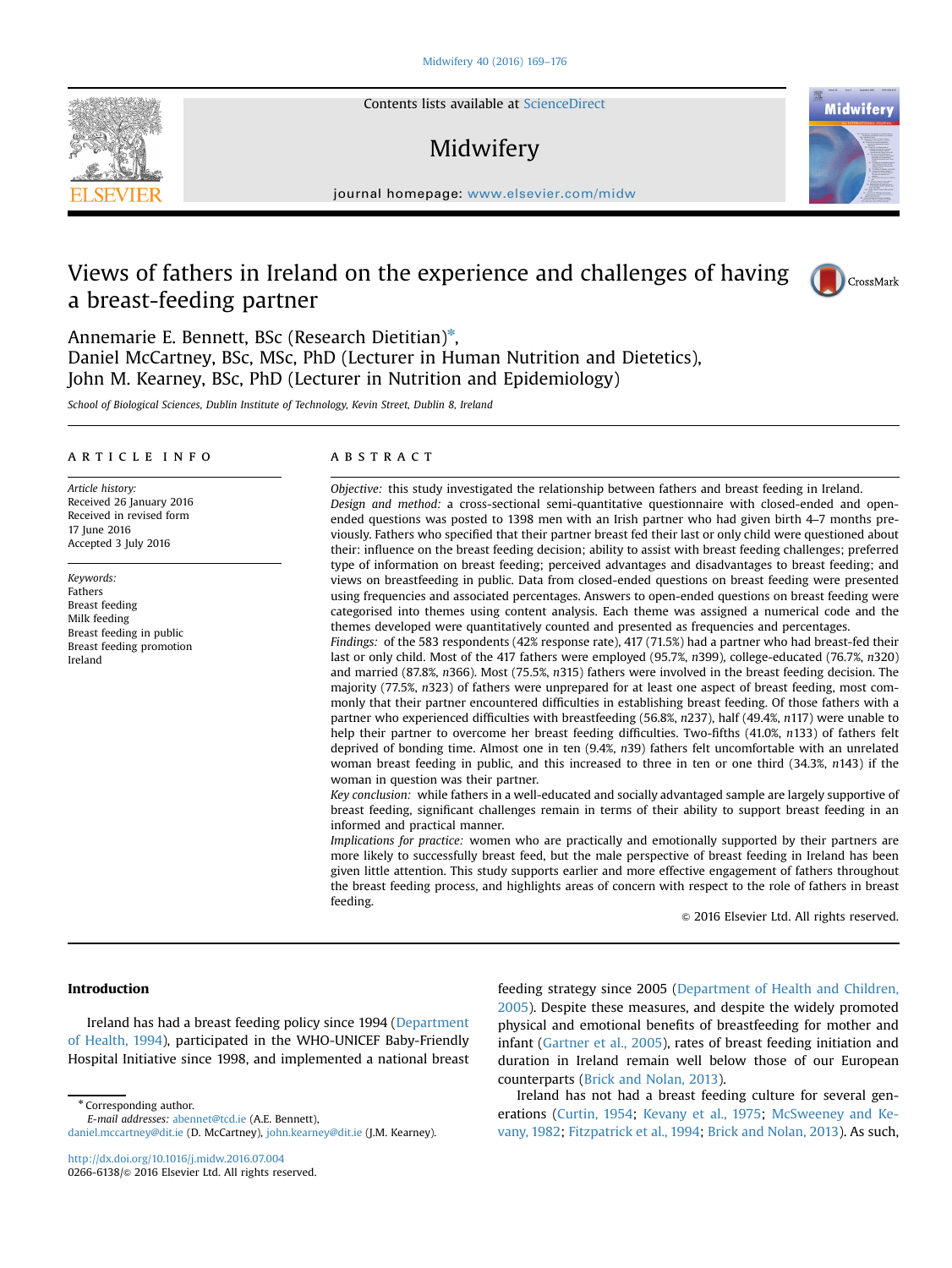Contents lists available at ScienceDirect

# Midwifery

journal homepage: www.elsevier.com/midw

# Views of fathers in Ireland on the experience and challenges of having a breast-feeding partner

Annemarie E. Bennett, BSc (Research Dietitian)*,
Daniel McCartney, BSc, MSc, PhD (Lecturer in Human Nutrition and Dietetics),
John M. Kearney, BSc, PhD (Lecturer in Nutrition and Epidemiology)

*School of Biological Sciences, Dublin Institute of Technology, Kevin Street, Dublin 8, Ireland*

## ARTICLE INFO

*Article history:*
Received 26 January 2016
Received in revised form
17 June 2016
Accepted 3 July 2016

*Keywords:*
Fathers
Breast feeding
Milk feeding
Breast feeding in public
Breast feeding promotion
Ireland

## ABSTRACT

*Objective:* this study investigated the relationship between fathers and breast feeding in Ireland.

*Design and method:* a cross-sectional semi-quantitative questionnaire with closed-ended and open-ended questions was posted to 1398 men with an Irish partner who had given birth 4–7 months previously. Fathers who specified that their partner breast fed their last or only child were questioned about their: influence on the breast feeding decision; ability to assist with breast feeding challenges; preferred type of information on breast feeding; perceived advantages and disadvantages to breast feeding; and views on breastfeeding in public. Data from closed-ended questions on breast feeding were presented using frequencies and associated percentages. Answers to open-ended questions on breast feeding were categorised into themes using content analysis. Each theme was assigned a numerical code and the themes developed were quantitatively counted and presented as frequencies and percentages.

*Findings:* of the 583 respondents (42% response rate), 417 (71.5%) had a partner who had breast-fed their last or only child. Most of the 417 fathers were employed (95.7%, *n*399), college-educated (76.7%, *n*320) and married (87.8%, *n*366). Most (75.5%, *n*315) fathers were involved in the breast feeding decision. The majority (77.5%, *n*323) of fathers were unprepared for at least one aspect of breast feeding, most commonly that their partner encountered difficulties in establishing breast feeding. Of those fathers with a partner who experienced difficulties with breastfeeding (56.8%, *n*237), half (49.4%, *n*117) were unable to help their partner to overcome her breast feeding difficulties. Two-fifths (41.0%, *n*133) of fathers felt deprived of bonding time. Almost one in ten (9.4%, *n*39) fathers felt uncomfortable with an unrelated woman breast feeding in public, and this increased to three in ten or one third (34.3%, *n*143) if the woman in question was their partner.

*Key conclusion:* while fathers in a well-educated and socially advantaged sample are largely supportive of breast feeding, significant challenges remain in terms of their ability to support breast feeding in an informed and practical manner.

*Implications for practice:* women who are practically and emotionally supported by their partners are more likely to successfully breast feed, but the male perspective of breast feeding in Ireland has been given little attention. This study supports earlier and more effective engagement of fathers throughout the breast feeding process, and highlights areas of concern with respect to the role of fathers in breast feeding.

© 2016 Elsevier Ltd. All rights reserved.

## Introduction

Ireland has had a breast feeding policy since 1994 (Department of Health, 1994), participated in the WHO-UNICEF Baby-Friendly Hospital Initiative since 1998, and implemented a national breast feeding strategy since 2005 (Department of Health and Children, 2005). Despite these measures, and despite the widely promoted physical and emotional benefits of breastfeeding for mother and infant (Gartner et al., 2005), rates of breast feeding initiation and duration in Ireland remain well below those of our European counterparts (Brick and Nolan, 2013).

Ireland has not had a breast feeding culture for several generations (Curtin, 1954; Kevany et al., 1975; McSweeney and Kevany, 1982; Fitzpatrick et al., 1994; Brick and Nolan, 2013). As such,

* Corresponding author.
*E-mail addresses:* abennet@tcd.ie (A.E. Bennett), daniel.mccartney@dit.ie (D. McCartney), john.kearney@dit.ie (J.M. Kearney).

http://dx.doi.org/10.1016/j.midw.2016.07.004
0266-6138/© 2016 Elsevier Ltd. All rights reserved.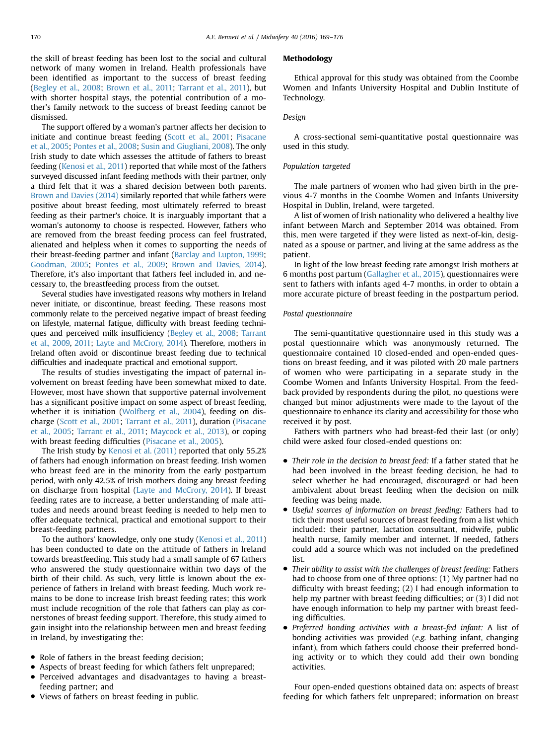the skill of breast feeding has been lost to the social and cultural network of many women in Ireland. Health professionals have been identified as important to the success of breast feeding (Begley et al., 2008; Brown et al., 2011; Tarrant et al., 2011), but with shorter hospital stays, the potential contribution of a mother's family network to the success of breast feeding cannot be dismissed.

The support offered by a woman's partner affects her decision to initiate and continue breast feeding (Scott et al., 2001; Pisacane et al., 2005; Pontes et al., 2008; Susin and Giugliani, 2008). The only Irish study to date which assesses the attitude of fathers to breast feeding (Kenosi et al., 2011) reported that while most of the fathers surveyed discussed infant feeding methods with their partner, only a third felt that it was a shared decision between both parents. Brown and Davies (2014) similarly reported that while fathers were positive about breast feeding, most ultimately referred to breast feeding as their partner's choice. It is inarguably important that a woman's autonomy to choose is respected. However, fathers who are removed from the breast feeding process can feel frustrated, alienated and helpless when it comes to supporting the needs of their breast-feeding partner and infant (Barclay and Lupton, 1999; Goodman, 2005; Pontes et al., 2009; Brown and Davies, 2014). Therefore, it's also important that fathers feel included in, and necessary to, the breastfeeding process from the outset.

Several studies have investigated reasons why mothers in Ireland never initiate, or discontinue, breast feeding. These reasons most commonly relate to the perceived negative impact of breast feeding on lifestyle, maternal fatigue, difficulty with breast feeding techniques and perceived milk insufficiency (Begley et al., 2008; Tarrant et al., 2009, 2011; Layte and McCrory, 2014). Therefore, mothers in Ireland often avoid or discontinue breast feeding due to technical difficulties and inadequate practical and emotional support.

The results of studies investigating the impact of paternal involvement on breast feeding have been somewhat mixed to date. However, most have shown that supportive paternal involvement has a significant positive impact on some aspect of breast feeding, whether it is initiation (Wolfberg et al., 2004), feeding on discharge (Scott et al., 2001; Tarrant et al., 2011), duration (Pisacane et al., 2005; Tarrant et al., 2011; Maycock et al., 2013), or coping with breast feeding difficulties (Pisacane et al., 2005).

The Irish study by Kenosi et al. (2011) reported that only 55.2% of fathers had enough information on breast feeding. Irish women who breast feed are in the minority from the early postpartum period, with only 42.5% of Irish mothers doing any breast feeding on discharge from hospital (Layte and McCrory, 2014). If breast feeding rates are to increase, a better understanding of male attitudes and needs around breast feeding is needed to help men to offer adequate technical, practical and emotional support to their breast-feeding partners.

To the authors' knowledge, only one study (Kenosi et al., 2011) has been conducted to date on the attitude of fathers in Ireland towards breastfeeding. This study had a small sample of 67 fathers who answered the study questionnaire within two days of the birth of their child. As such, very little is known about the experience of fathers in Ireland with breast feeding. Much work remains to be done to increase Irish breast feeding rates; this work must include recognition of the role that fathers can play as cornerstones of breast feeding support. Therefore, this study aimed to gain insight into the relationship between men and breast feeding in Ireland, by investigating the:

- Role of fathers in the breast feeding decision;
- Aspects of breast feeding for which fathers felt unprepared;
- Perceived advantages and disadvantages to having a breast-feeding partner; and
- Views of fathers on breast feeding in public.

## Methodology

Ethical approval for this study was obtained from the Coombe Women and Infants University Hospital and Dublin Institute of Technology.

### Design

A cross-sectional semi-quantitative postal questionnaire was used in this study.

### Population targeted

The male partners of women who had given birth in the previous 4-7 months in the Coombe Women and Infants University Hospital in Dublin, Ireland, were targeted.

A list of women of Irish nationality who delivered a healthy live infant between March and September 2014 was obtained. From this, men were targeted if they were listed as next-of-kin, designated as a spouse or partner, and living at the same address as the patient.

In light of the low breast feeding rate amongst Irish mothers at 6 months post partum (Gallagher et al., 2015), questionnaires were sent to fathers with infants aged 4-7 months, in order to obtain a more accurate picture of breast feeding in the postpartum period.

### Postal questionnaire

The semi-quantitative questionnaire used in this study was a postal questionnaire which was anonymously returned. The questionnaire contained 10 closed-ended and open-ended questions on breast feeding, and it was piloted with 20 male partners of women who were participating in a separate study in the Coombe Women and Infants University Hospital. From the feedback provided by respondents during the pilot, no questions were changed but minor adjustments were made to the layout of the questionnaire to enhance its clarity and accessibility for those who received it by post.

Fathers with partners who had breast-fed their last (or only) child were asked four closed-ended questions on:

- *Their role in the decision to breast feed:* If a father stated that he had been involved in the breast feeding decision, he had to select whether he had encouraged, discouraged or had been ambivalent about breast feeding when the decision on milk feeding was being made.
- *Useful sources of information on breast feeding:* Fathers had to tick their most useful sources of breast feeding from a list which included: their partner, lactation consultant, midwife, public health nurse, family member and internet. If needed, fathers could add a source which was not included on the predefined list.
- *Their ability to assist with the challenges of breast feeding:* Fathers had to choose from one of three options: (1) My partner had no difficulty with breast feeding; (2) I had enough information to help my partner with breast feeding difficulties; or (3) I did not have enough information to help my partner with breast feeding difficulties.
- *Preferred bonding activities with a breast-fed infant:* A list of bonding activities was provided (*e.g.* bathing infant, changing infant), from which fathers could choose their preferred bonding activity or to which they could add their own bonding activities.

Four open-ended questions obtained data on: aspects of breast feeding for which fathers felt unprepared; information on breast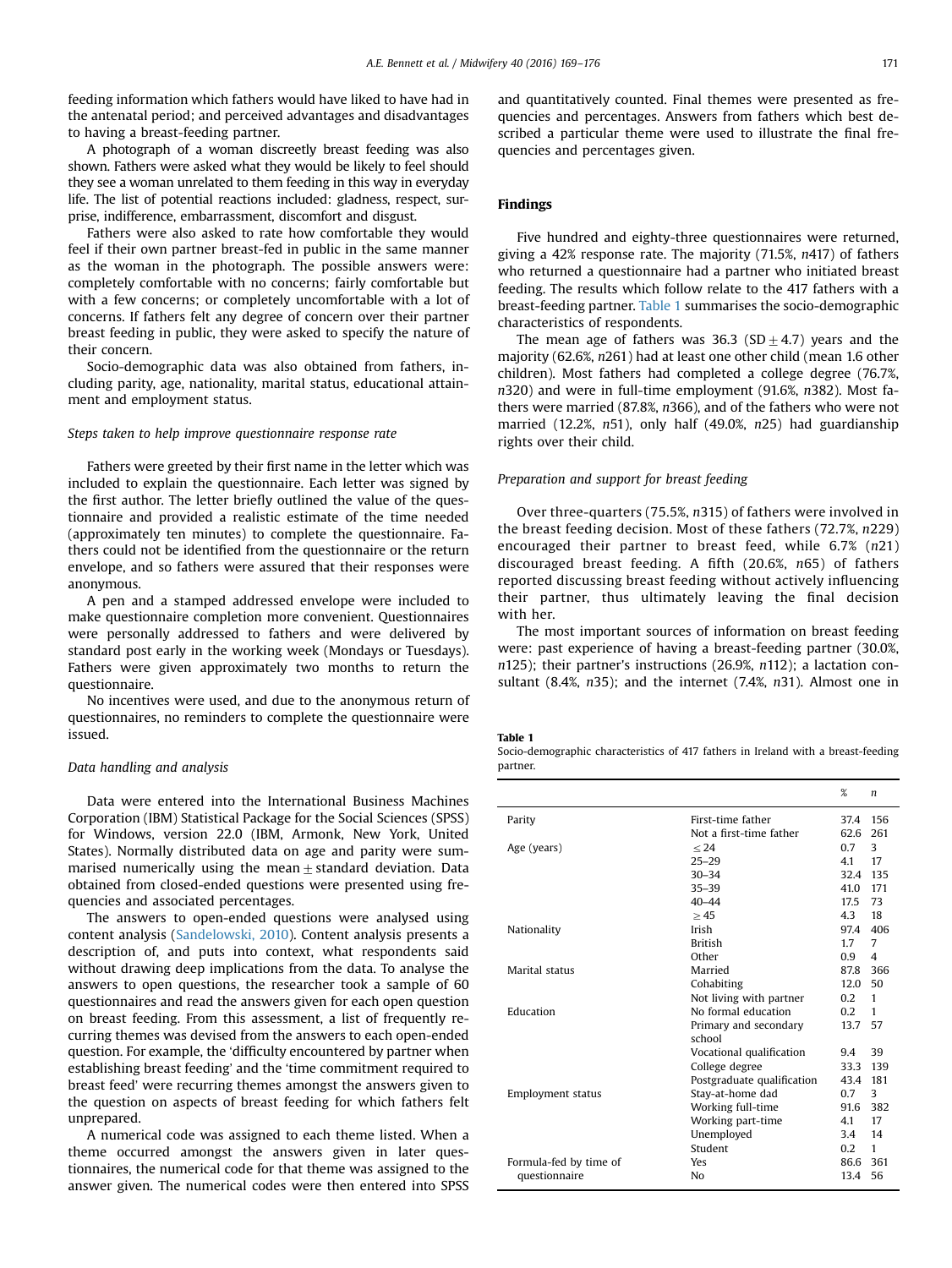feeding information which fathers would have liked to have had in the antenatal period; and perceived advantages and disadvantages to having a breast-feeding partner.

A photograph of a woman discreetly breast feeding was also shown. Fathers were asked what they would be likely to feel should they see a woman unrelated to them feeding in this way in everyday life. The list of potential reactions included: gladness, respect, surprise, indifference, embarrassment, discomfort and disgust.

Fathers were also asked to rate how comfortable they would feel if their own partner breast-fed in public in the same manner as the woman in the photograph. The possible answers were: completely comfortable with no concerns; fairly comfortable but with a few concerns; or completely uncomfortable with a lot of concerns. If fathers felt any degree of concern over their partner breast feeding in public, they were asked to specify the nature of their concern.

Socio-demographic data was also obtained from fathers, including parity, age, nationality, marital status, educational attainment and employment status.

### *Steps taken to help improve questionnaire response rate*

Fathers were greeted by their first name in the letter which was included to explain the questionnaire. Each letter was signed by the first author. The letter briefly outlined the value of the questionnaire and provided a realistic estimate of the time needed (approximately ten minutes) to complete the questionnaire. Fathers could not be identified from the questionnaire or the return envelope, and so fathers were assured that their responses were anonymous.

A pen and a stamped addressed envelope were included to make questionnaire completion more convenient. Questionnaires were personally addressed to fathers and were delivered by standard post early in the working week (Mondays or Tuesdays). Fathers were given approximately two months to return the questionnaire.

No incentives were used, and due to the anonymous return of questionnaires, no reminders to complete the questionnaire were issued.

### *Data handling and analysis*

Data were entered into the International Business Machines Corporation (IBM) Statistical Package for the Social Sciences (SPSS) for Windows, version 22.0 (IBM, Armonk, New York, United States). Normally distributed data on age and parity were summarised numerically using the mean $\pm$ standard deviation. Data obtained from closed-ended questions were presented using frequencies and associated percentages.

The answers to open-ended questions were analysed using content analysis (Sandelowski, 2010). Content analysis presents a description of, and puts into context, what respondents said without drawing deep implications from the data. To analyse the answers to open questions, the researcher took a sample of 60 questionnaires and read the answers given for each open question on breast feeding. From this assessment, a list of frequently recurring themes was devised from the answers to each open-ended question. For example, the 'difficulty encountered by partner when establishing breast feeding' and the 'time commitment required to breast feed' were recurring themes amongst the answers given to the question on aspects of breast feeding for which fathers felt unprepared.

A numerical code was assigned to each theme listed. When a theme occurred amongst the answers given in later questionnaires, the numerical code for that theme was assigned to the answer given. The numerical codes were then entered into SPSS and quantitatively counted. Final themes were presented as frequencies and percentages. Answers from fathers which best described a particular theme were used to illustrate the final frequencies and percentages given.

## Findings

Five hundred and eighty-three questionnaires were returned, giving a 42% response rate. The majority (71.5%, *n*417) of fathers who returned a questionnaire had a partner who initiated breast feeding. The results which follow relate to the 417 fathers with a breast-feeding partner. Table 1 summarises the socio-demographic characteristics of respondents.

The mean age of fathers was 36.3 (SD $\pm$ 4.7) years and the majority (62.6%, *n*261) had at least one other child (mean 1.6 other children). Most fathers had completed a college degree (76.7%, *n*320) and were in full-time employment (91.6%, *n*382). Most fathers were married (87.8%, *n*366), and of the fathers who were not married (12.2%, *n*51), only half (49.0%, *n*25) had guardianship rights over their child.

### *Preparation and support for breast feeding*

Over three-quarters (75.5%, *n*315) of fathers were involved in the breast feeding decision. Most of these fathers (72.7%, *n*229) encouraged their partner to breast feed, while 6.7% (*n*21) discouraged breast feeding. A fifth (20.6%, *n*65) of fathers reported discussing breast feeding without actively influencing their partner, thus ultimately leaving the final decision with her.

The most important sources of information on breast feeding were: past experience of having a breast-feeding partner (30.0%, *n*125); their partner's instructions (26.9%, *n*112); a lactation consultant (8.4%, *n*35); and the internet (7.4%, *n*31). Almost one in

**Table 1**
Socio-demographic characteristics of 417 fathers in Ireland with a breast-feeding partner.

| | | % | *n* |
|---|---|---|---|
| Parity | First-time father | 37.4 | 156 |
| | Not a first-time father | 62.6 | 261 |
| Age (years) | ≤ 24 | 0.7 | 3 |
| | 25–29 | 4.1 | 17 |
| | 30–34 | 32.4 | 135 |
| | 35–39 | 41.0 | 171 |
| | 40–44 | 17.5 | 73 |
| | ≥ 45 | 4.3 | 18 |
| Nationality | Irish | 97.4 | 406 |
| | British | 1.7 | 7 |
| | Other | 0.9 | 4 |
| Marital status | Married | 87.8 | 366 |
| | Cohabiting | 12.0 | 50 |
| | Not living with partner | 0.2 | 1 |
| Education | No formal education | 0.2 | 1 |
| | Primary and secondary school | 13.7 | 57 |
| | Vocational qualification | 9.4 | 39 |
| | College degree | 33.3 | 139 |
| | Postgraduate qualification | 43.4 | 181 |
| Employment status | Stay-at-home dad | 0.7 | 3 |
| | Working full-time | 91.6 | 382 |
| | Working part-time | 4.1 | 17 |
| | Unemployed | 3.4 | 14 |
| | Student | 0.2 | 1 |
| Formula-fed by time of questionnaire | Yes | 86.6 | 361 |
| | No | 13.4 | 56 |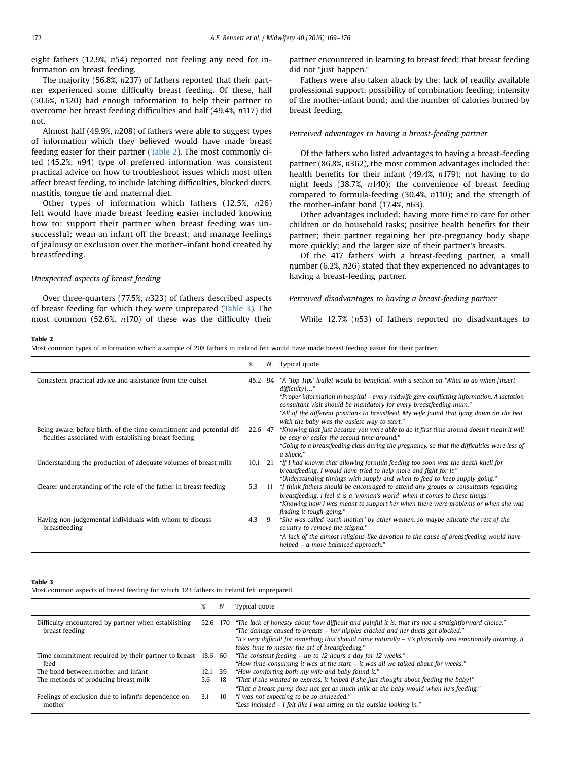eight fathers (12.9%, *n*54) reported not feeling any need for information on breast feeding.

The majority (56.8%, *n*237) of fathers reported that their partner experienced some difficulty breast feeding. Of these, half (50.6%, *n*120) had enough information to help their partner to overcome her breast feeding difficulties and half (49.4%, *n*117) did not.

Almost half (49.9%, *n*208) of fathers were able to suggest types of information which they believed would have made breast feeding easier for their partner (Table 2). The most commonly cited (45.2%, *n*94) type of preferred information was consistent practical advice on how to troubleshoot issues which most often affect breast feeding, to include latching difficulties, blocked ducts, mastitis, tongue tie and maternal diet.

Other types of information which fathers (12.5%, *n*26) felt would have made breast feeding easier included knowing how to: support their partner when breast feeding was unsuccessful; wean an infant off the breast; and manage feelings of jealousy or exclusion over the mother–infant bond created by breastfeeding.

### *Unexpected aspects of breast feeding*

Over three-quarters (77.5%, *n*323) of fathers described aspects of breast feeding for which they were unprepared (Table 3). The most common (52.6%, *n*170) of these was the difficulty their partner encountered in learning to breast feed; that breast feeding did not "just happen."

Fathers were also taken aback by the: lack of readily available professional support; possibility of combination feeding; intensity of the mother-infant bond; and the number of calories burned by breast feeding.

### *Perceived advantages to having a breast-feeding partner*

Of the fathers who listed advantages to having a breast-feeding partner (86.8%, *n*362), the most common advantages included the: health benefits for their infant (49.4%, *n*179); not having to do night feeds (38.7%, *n*140); the convenience of breast feeding compared to formula-feeding (30.4%, *n*110); and the strength of the mother–infant bond (17.4%, *n*63).

Other advantages included: having more time to care for other children or do household tasks; positive health benefits for their partner; their partner regaining her pre-pregnancy body shape more quickly; and the larger size of their partner's breasts.

Of the 417 fathers with a breast-feeding partner, a small number (6.2%, *n*26) stated that they experienced no advantages to having a breast-feeding partner.

### *Perceived disadvantages to having a breast-feeding partner*

While 12.7% (*n*53) of fathers reported no disadvantages to

**Table 2**
Most common types of information which a sample of 208 fathers in Ireland felt would have made breast feeding easier for their partner.

| | % | *N* | Typical quote |
|---|---|---|---|
| Consistent practical advice and assistance from the outset | 45.2 | 94 | *"A 'Top Tips' leaflet would be beneficial, with a section on 'What to do when [insert difficulty]…"* *"Proper information in hospital – every midwife gave conflicting information. A lactation consultant visit should be mandatory for every breastfeeding mum."* *"All of the different positions to breastfeed. My wife found that lying down on the bed with the baby was the easiest way to start."* |
| Being aware, before birth, of the time commitment and potential difficulties associated with establishing breast feeding | 22.6 | 47 | *"Knowing that just because you were able to do it first time around doesn't mean it will be easy or easier the second time around."* *"Going to a breastfeeding class during the pregnancy, so that the difficulties were less of a shock."* |
| Understanding the production of adequate volumes of breast milk | 10.1 | 21 | *"If I had known that allowing formula feeding too soon was the death knell for breastfeeding, I would have tried to help more and fight for it."* *"Understanding timings with supply and when to feed to keep supply going."* |
| Clearer understanding of the role of the father in breast feeding | 5.3 | 11 | *"I think fathers should be encouraged to attend any groups or consultants regarding breastfeeding, I feel it is a 'woman's world' when it comes to these things."* *"Knowing how I was meant to support her when there were problems or when she was finding it tough-going."* |
| Having non-judgemental individuals with whom to discuss breastfeeding | 4.3 | 9 | *"She was called 'earth mother' by other women, so maybe educate the rest of the country to remove the stigma."* *"A lack of the almost religious-like devotion to the cause of breastfeeding would have helped – a more balanced approach."* |

**Table 3**
Most common aspects of breast feeding for which 323 fathers in Ireland felt unprepared.

| | % | *N* | Typical quote |
|---|---|---|---|
| Difficulty encountered by partner when establishing breast feeding | 52.6 | 170 | *"The lack of honesty about how difficult and painful it is, that it's not a straightforward choice."* *"The damage caused to breasts – her nipples cracked and her ducts got blocked."* *"It's very difficult for something that should come naturally – it's physically and emotionally draining. It takes time to master the art of breastfeeding."* |
| Time commitment required by their partner to breast feed | 18.6 | 60 | *"The constant feeding – up to 12 hours a day for 12 weeks."* *"How time-consuming it was at the start – it was <u>all</u> we talked about for weeks."* |
| The bond between mother and infant | 12.1 | 39 | *"How comforting both my wife and baby found it."* |
| The methods of producing breast milk | 5.6 | 18 | *"That if she wanted to express, it helped if she just thought about feeding the baby!"* *"That a breast pump does not get as much milk as the baby would when he's feeding."* |
| Feelings of exclusion due to infant's dependence on mother | 3.1 | 10 | *"I was not expecting to be so unneeded."* *"Less included – I felt like I was sitting on the outside looking in."* |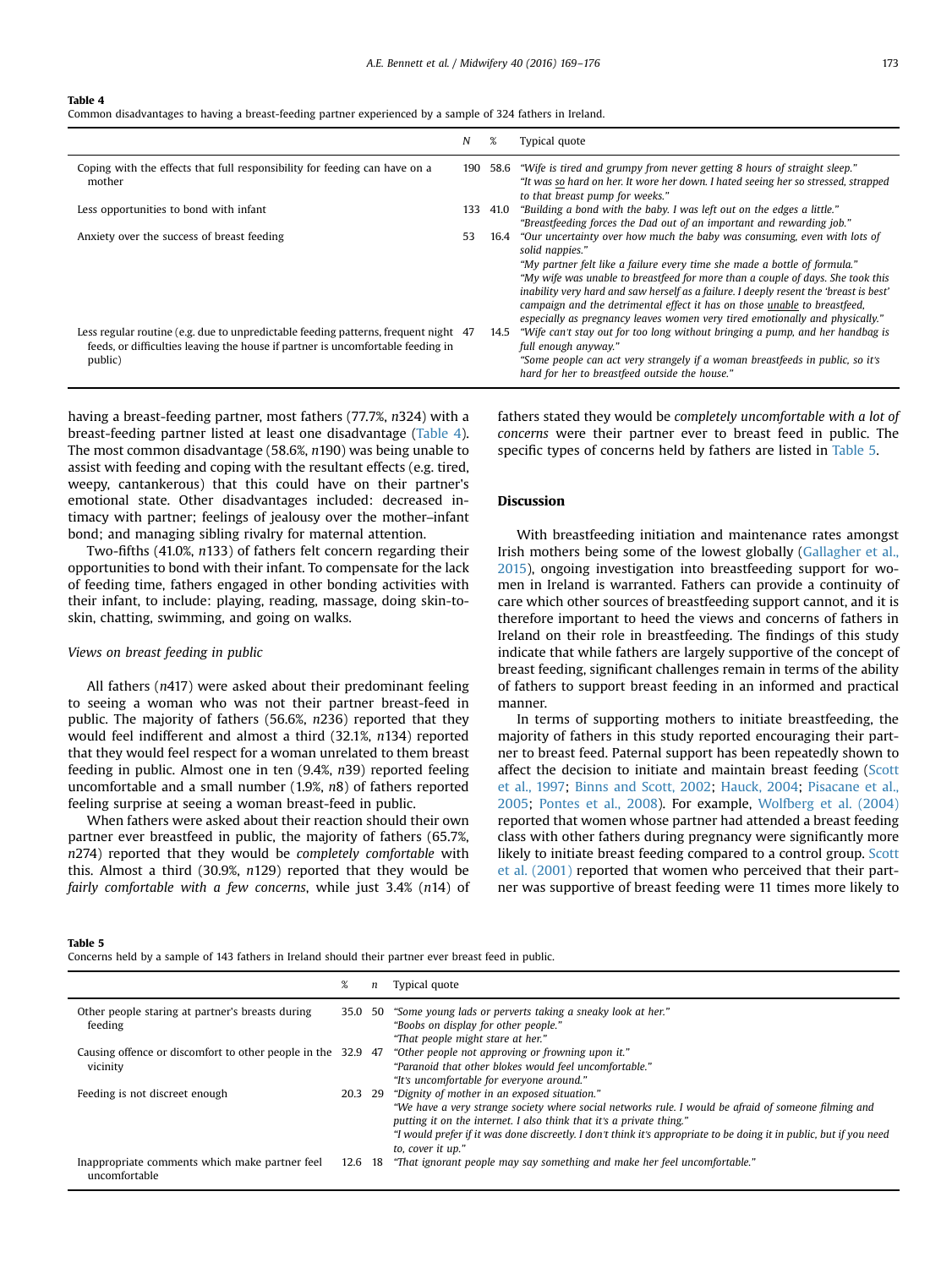**Table 4**
Common disadvantages to having a breast-feeding partner experienced by a sample of 324 fathers in Ireland.

| | N | % | Typical quote |
|---|---|---|---|
| Coping with the effects that full responsibility for feeding can have on a mother | 190 | 58.6 | *"Wife is tired and grumpy from never getting 8 hours of straight sleep."* *"It was so hard on her. It wore her down. I hated seeing her so stressed, strapped to that breast pump for weeks."* |
| Less opportunities to bond with infant | 133 | 41.0 | *"Building a bond with the baby. I was left out on the edges a little."* *"Breastfeeding forces the Dad out of an important and rewarding job."* |
| Anxiety over the success of breast feeding | 53 | 16.4 | *"Our uncertainty over how much the baby was consuming, even with lots of solid nappies."* *"My partner felt like a failure every time she made a bottle of formula."* *"My wife was unable to breastfeed for more than a couple of days. She took this inability very hard and saw herself as a failure. I deeply resent the 'breast is best' campaign and the detrimental effect it has on those unable to breastfeed, especially as pregnancy leaves women very tired emotionally and physically."* |
| Less regular routine (e.g. due to unpredictable feeding patterns, frequent night feeds, or difficulties leaving the house if partner is uncomfortable feeding in public) | 47 | 14.5 | *"Wife can't stay out for too long without bringing a pump, and her handbag is full enough anyway."* *"Some people can act very strangely if a woman breastfeeds in public, so it's hard for her to breastfeed outside the house."* |

having a breast-feeding partner, most fathers (77.7%, *n*324) with a breast-feeding partner listed at least one disadvantage (Table 4). The most common disadvantage (58.6%, *n*190) was being unable to assist with feeding and coping with the resultant effects (e.g. tired, weepy, cantankerous) that this could have on their partner's emotional state. Other disadvantages included: decreased intimacy with partner; feelings of jealousy over the mother–infant bond; and managing sibling rivalry for maternal attention.

Two-fifths (41.0%, *n*133) of fathers felt concern regarding their opportunities to bond with their infant. To compensate for the lack of feeding time, fathers engaged in other bonding activities with their infant, to include: playing, reading, massage, doing skin-to-skin, chatting, swimming, and going on walks.

### *Views on breast feeding in public*

All fathers (*n*417) were asked about their predominant feeling to seeing a woman who was not their partner breast-feed in public. The majority of fathers (56.6%, *n*236) reported that they would feel indifferent and almost a third (32.1%, *n*134) reported that they would feel respect for a woman unrelated to them breast feeding in public. Almost one in ten (9.4%, *n*39) reported feeling uncomfortable and a small number (1.9%, *n*8) of fathers reported feeling surprise at seeing a woman breast-feed in public.

When fathers were asked about their reaction should their own partner ever breastfeed in public, the majority of fathers (65.7%, *n*274) reported that they would be *completely comfortable* with this. Almost a third (30.9%, *n*129) reported that they would be *fairly comfortable with a few concerns*, while just 3.4% (*n*14) of fathers stated they would be *completely uncomfortable with a lot of concerns* were their partner ever to breast feed in public. The specific types of concerns held by fathers are listed in Table 5.

## Discussion

With breastfeeding initiation and maintenance rates amongst Irish mothers being some of the lowest globally (Gallagher et al., 2015), ongoing investigation into breastfeeding support for women in Ireland is warranted. Fathers can provide a continuity of care which other sources of breastfeeding support cannot, and it is therefore important to heed the views and concerns of fathers in Ireland on their role in breastfeeding. The findings of this study indicate that while fathers are largely supportive of the concept of breast feeding, significant challenges remain in terms of the ability of fathers to support breast feeding in an informed and practical manner.

In terms of supporting mothers to initiate breastfeeding, the majority of fathers in this study reported encouraging their partner to breast feed. Paternal support has been repeatedly shown to affect the decision to initiate and maintain breast feeding (Scott et al., 1997; Binns and Scott, 2002; Hauck, 2004; Pisacane et al., 2005; Pontes et al., 2008). For example, Wolfberg et al. (2004) reported that women whose partner had attended a breast feeding class with other fathers during pregnancy were significantly more likely to initiate breast feeding compared to a control group. Scott et al. (2001) reported that women who perceived that their partner was supportive of breast feeding were 11 times more likely to

**Table 5**
Concerns held by a sample of 143 fathers in Ireland should their partner ever breast feed in public.

| | % | n | Typical quote |
|---|---|---|---|
| Other people staring at partner's breasts during feeding | 35.0 | 50 | *"Some young lads or perverts taking a sneaky look at her."* *"Boobs on display for other people."* *"That people might stare at her."* |
| Causing offence or discomfort to other people in the vicinity | 32.9 | 47 | *"Other people not approving or frowning upon it."* *"Paranoid that other blokes would feel uncomfortable."* *"It's uncomfortable for everyone around."* |
| Feeding is not discreet enough | 20.3 | 29 | *"Dignity of mother in an exposed situation."* *"We have a very strange society where social networks rule. I would be afraid of someone filming and putting it on the internet. I also think that it's a private thing."* *"I would prefer if it was done discreetly. I don't think it's appropriate to be doing it in public, but if you need to, cover it up."* |
| Inappropriate comments which make partner feel uncomfortable | 12.6 | 18 | *"That ignorant people may say something and make her feel uncomfortable."* |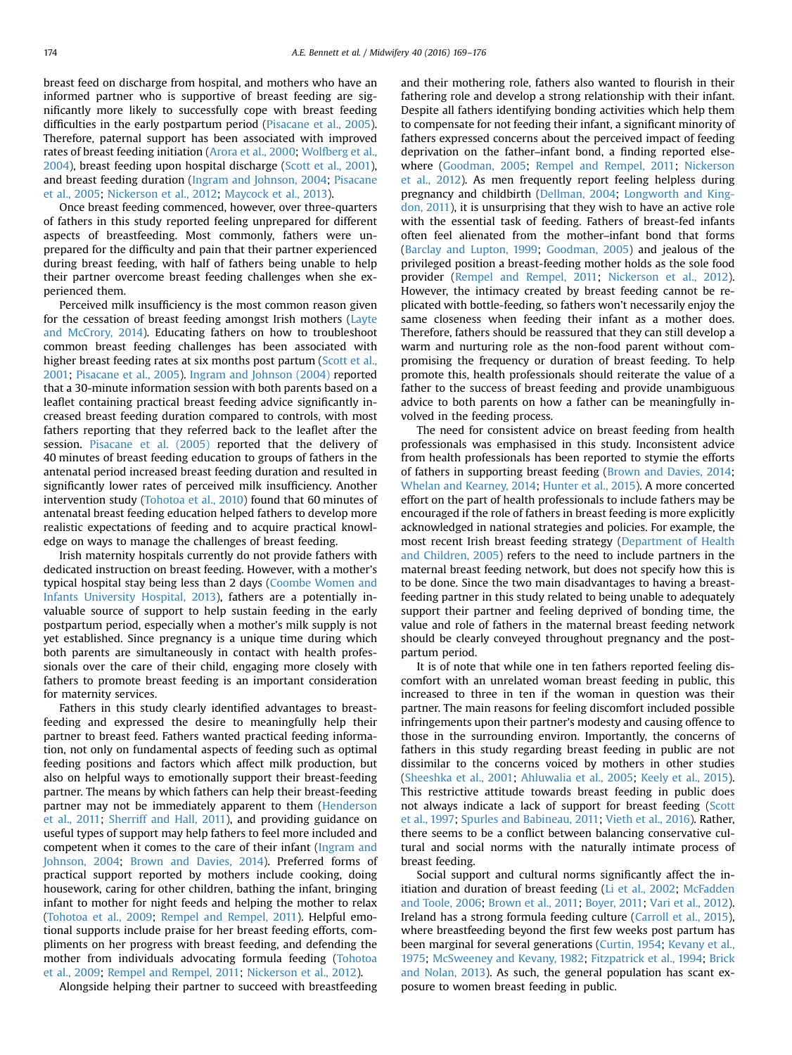breast feed on discharge from hospital, and mothers who have an informed partner who is supportive of breast feeding are significantly more likely to successfully cope with breast feeding difficulties in the early postpartum period (Pisacane et al., 2005). Therefore, paternal support has been associated with improved rates of breast feeding initiation (Arora et al., 2000; Wolfberg et al., 2004), breast feeding upon hospital discharge (Scott et al., 2001), and breast feeding duration (Ingram and Johnson, 2004; Pisacane et al., 2005; Nickerson et al., 2012; Maycock et al., 2013).

Once breast feeding commenced, however, over three-quarters of fathers in this study reported feeling unprepared for different aspects of breastfeeding. Most commonly, fathers were unprepared for the difficulty and pain that their partner experienced during breast feeding, with half of fathers being unable to help their partner overcome breast feeding challenges when she experienced them.

Perceived milk insufficiency is the most common reason given for the cessation of breast feeding amongst Irish mothers (Layte and McCrory, 2014). Educating fathers on how to troubleshoot common breast feeding challenges has been associated with higher breast feeding rates at six months post partum (Scott et al., 2001; Pisacane et al., 2005). Ingram and Johnson (2004) reported that a 30-minute information session with both parents based on a leaflet containing practical breast feeding advice significantly increased breast feeding duration compared to controls, with most fathers reporting that they referred back to the leaflet after the session. Pisacane et al. (2005) reported that the delivery of 40 minutes of breast feeding education to groups of fathers in the antenatal period increased breast feeding duration and resulted in significantly lower rates of perceived milk insufficiency. Another intervention study (Tohotoa et al., 2010) found that 60 minutes of antenatal breast feeding education helped fathers to develop more realistic expectations of feeding and to acquire practical knowledge on ways to manage the challenges of breast feeding.

Irish maternity hospitals currently do not provide fathers with dedicated instruction on breast feeding. However, with a mother's typical hospital stay being less than 2 days (Coombe Women and Infants University Hospital, 2013), fathers are a potentially invaluable source of support to help sustain feeding in the early postpartum period, especially when a mother's milk supply is not yet established. Since pregnancy is a unique time during which both parents are simultaneously in contact with health professionals over the care of their child, engaging more closely with fathers to promote breast feeding is an important consideration for maternity services.

Fathers in this study clearly identified advantages to breastfeeding and expressed the desire to meaningfully help their partner to breast feed. Fathers wanted practical feeding information, not only on fundamental aspects of feeding such as optimal feeding positions and factors which affect milk production, but also on helpful ways to emotionally support their breast-feeding partner. The means by which fathers can help their breast-feeding partner may not be immediately apparent to them (Henderson et al., 2011; Sherriff and Hall, 2011), and providing guidance on useful types of support may help fathers to feel more included and competent when it comes to the care of their infant (Ingram and Johnson, 2004; Brown and Davies, 2014). Preferred forms of practical support reported by mothers include cooking, doing housework, caring for other children, bathing the infant, bringing infant to mother for night feeds and helping the mother to relax (Tohotoa et al., 2009; Rempel and Rempel, 2011). Helpful emotional supports include praise for her breast feeding efforts, compliments on her progress with breast feeding, and defending the mother from individuals advocating formula feeding (Tohotoa et al., 2009; Rempel and Rempel, 2011; Nickerson et al., 2012).

Alongside helping their partner to succeed with breastfeeding and their mothering role, fathers also wanted to flourish in their fathering role and develop a strong relationship with their infant. Despite all fathers identifying bonding activities which help them to compensate for not feeding their infant, a significant minority of fathers expressed concerns about the perceived impact of feeding deprivation on the father–infant bond, a finding reported elsewhere (Goodman, 2005; Rempel and Rempel, 2011; Nickerson et al., 2012). As men frequently report feeling helpless during pregnancy and childbirth (Dellman, 2004; Longworth and Kingdon, 2011), it is unsurprising that they wish to have an active role with the essential task of feeding. Fathers of breast-fed infants often feel alienated from the mother–infant bond that forms (Barclay and Lupton, 1999; Goodman, 2005) and jealous of the privileged position a breast-feeding mother holds as the sole food provider (Rempel and Rempel, 2011; Nickerson et al., 2012). However, the intimacy created by breast feeding cannot be replicated with bottle-feeding, so fathers won't necessarily enjoy the same closeness when feeding their infant as a mother does. Therefore, fathers should be reassured that they can still develop a warm and nurturing role as the non-food parent without compromising the frequency or duration of breast feeding. To help promote this, health professionals should reiterate the value of a father to the success of breast feeding and provide unambiguous advice to both parents on how a father can be meaningfully involved in the feeding process.

The need for consistent advice on breast feeding from health professionals was emphasised in this study. Inconsistent advice from health professionals has been reported to stymie the efforts of fathers in supporting breast feeding (Brown and Davies, 2014; Whelan and Kearney, 2014; Hunter et al., 2015). A more concerted effort on the part of health professionals to include fathers may be encouraged if the role of fathers in breast feeding is more explicitly acknowledged in national strategies and policies. For example, the most recent Irish breast feeding strategy (Department of Health and Children, 2005) refers to the need to include partners in the maternal breast feeding network, but does not specify how this is to be done. Since the two main disadvantages to having a breast-feeding partner in this study related to being unable to adequately support their partner and feeling deprived of bonding time, the value and role of fathers in the maternal breast feeding network should be clearly conveyed throughout pregnancy and the postpartum period.

It is of note that while one in ten fathers reported feeling discomfort with an unrelated woman breast feeding in public, this increased to three in ten if the woman in question was their partner. The main reasons for feeling discomfort included possible infringements upon their partner's modesty and causing offence to those in the surrounding environ. Importantly, the concerns of fathers in this study regarding breast feeding in public are not dissimilar to the concerns voiced by mothers in other studies (Sheeshka et al., 2001; Ahluwalia et al., 2005; Keely et al., 2015). This restrictive attitude towards breast feeding in public does not always indicate a lack of support for breast feeding (Scott et al., 1997; Spurles and Babineau, 2011; Vieth et al., 2016). Rather, there seems to be a conflict between balancing conservative cultural and social norms with the naturally intimate process of breast feeding.

Social support and cultural norms significantly affect the initiation and duration of breast feeding (Li et al., 2002; McFadden and Toole, 2006; Brown et al., 2011; Boyer, 2011; Vari et al., 2012). Ireland has a strong formula feeding culture (Carroll et al., 2015), where breastfeeding beyond the first few weeks post partum has been marginal for several generations (Curtin, 1954; Kevany et al., 1975; McSweeney and Kevany, 1982; Fitzpatrick et al., 1994; Brick and Nolan, 2013). As such, the general population has scant exposure to women breast feeding in public.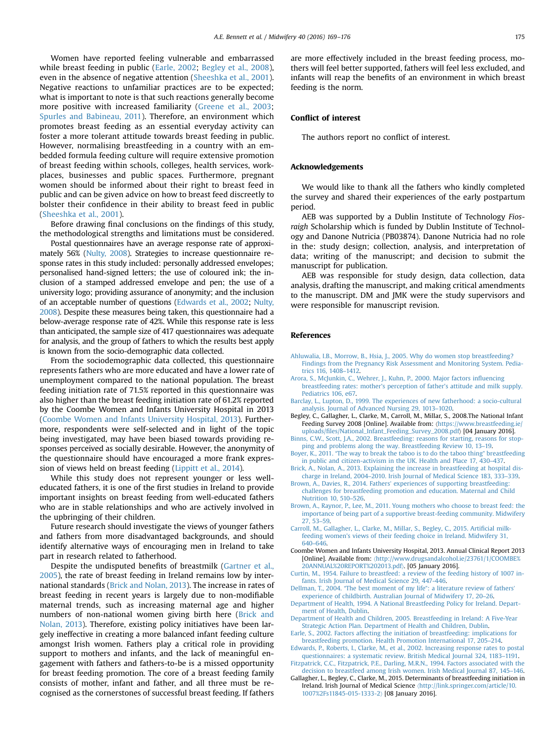Women have reported feeling vulnerable and embarrassed while breast feeding in public (Earle, 2002; Begley et al., 2008), even in the absence of negative attention (Sheeshka et al., 2001). Negative reactions to unfamiliar practices are to be expected; what is important to note is that such reactions generally become more positive with increased familiarity (Greene et al., 2003; Spurles and Babineau, 2011). Therefore, an environment which promotes breast feeding as an essential everyday activity can foster a more tolerant attitude towards breast feeding in public. However, normalising breastfeeding in a country with an embedded formula feeding culture will require extensive promotion of breast feeding within schools, colleges, health services, workplaces, businesses and public spaces. Furthermore, pregnant women should be informed about their right to breast feed in public and can be given advice on how to breast feed discreetly to bolster their confidence in their ability to breast feed in public (Sheeshka et al., 2001).

Before drawing final conclusions on the findings of this study, the methodological strengths and limitations must be considered.

Postal questionnaires have an average response rate of approximately 56% (Nulty, 2008). Strategies to increase questionnaire response rates in this study included: personally addressed envelopes; personalised hand-signed letters; the use of coloured ink; the inclusion of a stamped addressed envelope and pen; the use of a university logo; providing assurance of anonymity; and the inclusion of an acceptable number of questions (Edwards et al., 2002; Nulty, 2008). Despite these measures being taken, this questionnaire had a below-average response rate of 42%. While this response rate is less than anticipated, the sample size of 417 questionnaires was adequate for analysis, and the group of fathers to which the results best apply is known from the socio-demographic data collected.

From the sociodemographic data collected, this questionnaire represents fathers who are more educated and have a lower rate of unemployment compared to the national population. The breast feeding initiation rate of 71.5% reported in this questionnaire was also higher than the breast feeding initiation rate of 61.2% reported by the Coombe Women and Infants University Hospital in 2013 (Coombe Women and Infants University Hospital, 2013). Furthermore, respondents were self-selected and in light of the topic being investigated, may have been biased towards providing responses perceived as socially desirable. However, the anonymity of the questionnaire should have encouraged a more frank expression of views held on breast feeding (Lippitt et al., 2014).

While this study does not represent younger or less well-educated fathers, it is one of the first studies in Ireland to provide important insights on breast feeding from well-educated fathers who are in stable relationships and who are actively involved in the upbringing of their children.

Future research should investigate the views of younger fathers and fathers from more disadvantaged backgrounds, and should identify alternative ways of encouraging men in Ireland to take part in research related to fatherhood.

Despite the undisputed benefits of breastmilk (Gartner et al., 2005), the rate of breast feeding in Ireland remains low by international standards (Brick and Nolan, 2013). The increase in rates of breast feeding in recent years is largely due to non-modifiable maternal trends, such as increasing maternal age and higher numbers of non-national women giving birth here (Brick and Nolan, 2013). Therefore, existing policy initiatives have been largely ineffective in creating a more balanced infant feeding culture amongst Irish women. Fathers play a critical role in providing support to mothers and infants, and the lack of meaningful engagement with fathers and fathers-to-be is a missed opportunity for breast feeding promotion. The core of a breast feeding family consists of mother, infant and father, and all three must be recognised as the cornerstones of successful breast feeding. If fathers are more effectively included in the breast feeding process, mothers will feel better supported, fathers will feel less excluded, and infants will reap the benefits of an environment in which breast feeding is the norm.

## Conflict of interest

The authors report no conflict of interest.

## Acknowledgements

We would like to thank all the fathers who kindly completed the survey and shared their experiences of the early postpartum period.

AEB was supported by a Dublin Institute of Technology *Fiosraigh* Scholarship which is funded by Dublin Institute of Technology and Danone Nutricia (PB03874). Danone Nutricia had no role in the: study design; collection, analysis, and interpretation of data; writing of the manuscript; and decision to submit the manuscript for publication.

AEB was responsible for study design, data collection, data analysis, drafting the manuscript, and making critical amendments to the manuscript. DM and JMK were the study supervisors and were responsible for manuscript revision.

## References

Ahluwalia, I.B., Morrow, B., Hsia, J., 2005. Why do women stop breastfeeding? Findings from the Pregnancy Risk Assessment and Monitoring System. Pediatrics 116, 1408–1412.

Arora, S., McJunkin, C., Wehrer, J., Kuhn, P., 2000. Major factors influencing breastfeeding rates: mother's perception of father's attitude and milk supply. Pediatrics 106, e67.

Barclay, L., Lupton, D., 1999. The experiences of new fatherhood: a socio-cultural analysis. Journal of Advanced Nursing 29, 1013–1020.

Begley, C., Gallagher, L., Clarke, M., Carroll, M., Millar, S., 2008.The National Infant Feeding Survey 2008 [Online]. Available from: ⟨https://www.breastfeeding.ie/uploads/files/National_Infant_Feeding_Survey_2008.pdf⟩ [04 January 2016].

Binns, C.W., Scott, J.A., 2002. Breastfeeding: reasons for starting, reasons for stopping and problems along the way. Breastfeeding Review 10, 13–19.

Boyer, K., 2011. "The way to break the taboo is to do the taboo thing" breastfeeding in public and citizen-activism in the UK. Health and Place 17, 430–437.

Brick, A., Nolan, A., 2013. Explaining the increase in breastfeeding at hospital discharge in Ireland, 2004–2010. Irish Journal of Medical Science 183, 333–339.

Brown, A., Davies, R., 2014. Fathers' experiences of supporting breastfeeding: challenges for breastfeeding promotion and education. Maternal and Child Nutrition 10, 510–526.

Brown, A., Raynor, P., Lee, M., 2011. Young mothers who choose to breast feed: the importance of being part of a supportive breast-feeding community. Midwifery 27, 53–59.

Carroll, M., Gallagher, L., Clarke, M., Millar, S., Begley, C., 2015. Artificial milk-feeding women's views of their feeding choice in Ireland. Midwifery 31, 640–646.

Coombe Women and Infants University Hospital, 2013. Annual Clinical Report 2013 [Online]. Available from: ⟨http://www.drugsandalcohol.ie/23761/1/COOMBE%20ANNUAL%20REPORT%202013.pdf⟩. [05 January 2016].

Curtin, M., 1954. Failure to breastfeed: a review of the feeding history of 1007 infants. Irish Journal of Medical Science 29, 447-446.

Dellman, T., 2004. "The best moment of my life": a literature review of fathers' experience of childbirth. Australian Journal of Midwifery 17, 20–26.

Department of Health, 1994. A National Breastfeeding Policy for Ireland. Department of Health, Dublin.

Department of Health and Children, 2005. Breastfeeding in Ireland: A Five-Year Strategic Action Plan. Department of Health and Children, Dublin.

Earle, S., 2002. Factors affecting the initiation of breastfeeding: implications for breastfeeding promotion. Health Promotion International 17, 205–214.

Edwards, P., Roberts, I., Clarke, M., et al., 2002. Increasing response rates to postal questionnaires: a systematic review. British Medical Journal 324, 1183–1191.

Fitzpatrick, C.C., Fitzpatrick, P.E., Darling, M.R.N., 1994. Factors associated with the decision to breastfeed among Irish women. Irish Medical Journal 87, 145–146.

Gallagher, L., Begley, C., Clarke, M., 2015. Determinants of breastfeeding initiation in Ireland. Irish Journal of Medical Science ⟨http://link.springer.com/article/10.1007%2Fs11845-015-1333-2⟩ [08 January 2016].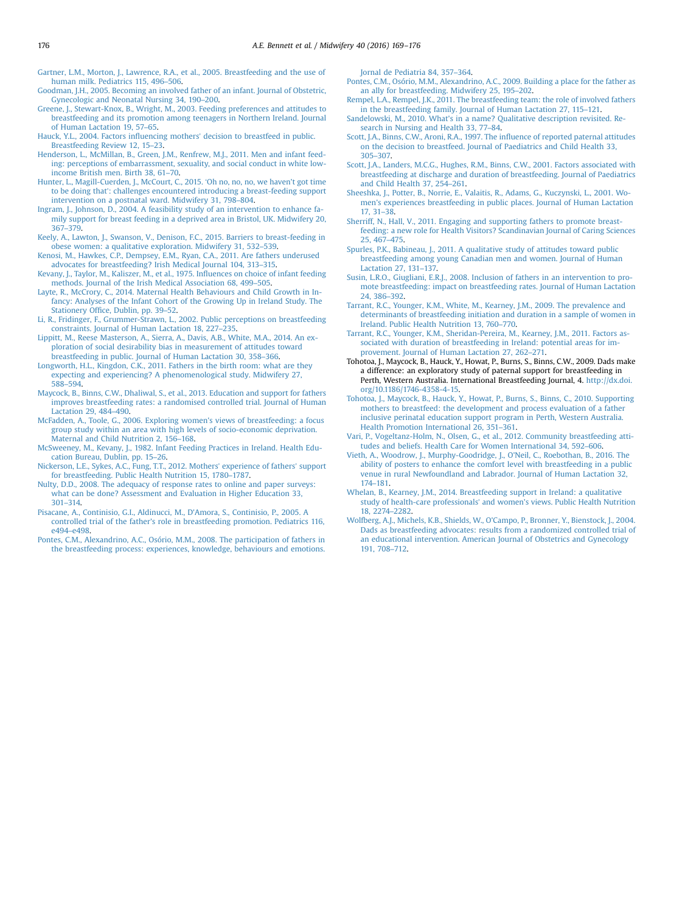Gartner, L.M., Morton, J., Lawrence, R.A., et al., 2005. Breastfeeding and the use of human milk. Pediatrics 115, 496–506.

Goodman, J.H., 2005. Becoming an involved father of an infant. Journal of Obstetric, Gynecologic and Neonatal Nursing 34, 190–200.

Greene, J., Stewart-Knox, B., Wright, M., 2003. Feeding preferences and attitudes to breastfeeding and its promotion among teenagers in Northern Ireland. Journal of Human Lactation 19, 57–65.

Hauck, Y.L., 2004. Factors influencing mothers' decision to breastfeed in public. Breastfeeding Review 12, 15–23.

Henderson, L., McMillan, B., Green, J.M., Renfrew, M.J., 2011. Men and infant feeding: perceptions of embarrassment, sexuality, and social conduct in white low-income British men. Birth 38, 61–70.

Hunter, L., Magill-Cuerden, J., McCourt, C., 2015. 'Oh no, no, no, we haven't got time to be doing that': challenges encountered introducing a breast-feeding support intervention on a postnatal ward. Midwifery 31, 798–804.

Ingram, J., Johnson, D., 2004. A feasibility study of an intervention to enhance family support for breast feeding in a deprived area in Bristol, UK. Midwifery 20, 367–379.

Keely, A., Lawton, J., Swanson, V., Denison, F.C., 2015. Barriers to breast-feeding in obese women: a qualitative exploration. Midwifery 31, 532–539.

Kenosi, M., Hawkes, C.P., Dempsey, E.M., Ryan, C.A., 2011. Are fathers underused advocates for breastfeeding? Irish Medical Journal 104, 313–315.

Kevany, J., Taylor, M., Kaliszer, M., et al., 1975. Influences on choice of infant feeding methods. Journal of the Irish Medical Association 68, 499–505.

Layte, R., McCrory, C., 2014. Maternal Health Behaviours and Child Growth in Infancy: Analyses of the Infant Cohort of the Growing Up in Ireland Study. The Stationery Office, Dublin, pp. 39–52.

Li, R., Fridinger, F., Grummer-Strawn, L., 2002. Public perceptions on breastfeeding constraints. Journal of Human Lactation 18, 227–235.

Lippitt, M., Reese Masterson, A., Sierra, A., Davis, A.B., White, M.A., 2014. An exploration of social desirability bias in measurement of attitudes toward breastfeeding in public. Journal of Human Lactation 30, 358–366.

Longworth, H.L., Kingdon, C.K., 2011. Fathers in the birth room: what are they expecting and experiencing? A phenomenological study. Midwifery 27, 588–594.

Maycock, B., Binns, C.W., Dhaliwal, S., et al., 2013. Education and support for fathers improves breastfeeding rates: a randomised controlled trial. Journal of Human Lactation 29, 484–490.

McFadden, A., Toole, G., 2006. Exploring women's views of breastfeeding: a focus group study within an area with high levels of socio-economic deprivation. Maternal and Child Nutrition 2, 156–168.

McSweeney, M., Kevany, J., 1982. Infant Feeding Practices in Ireland. Health Education Bureau, Dublin, pp. 15–26.

Nickerson, L.E., Sykes, A.C., Fung, T.T., 2012. Mothers' experience of fathers' support for breastfeeding. Public Health Nutrition 15, 1780–1787.

Nulty, D.D., 2008. The adequacy of response rates to online and paper surveys: what can be done? Assessment and Evaluation in Higher Education 33, 301–314.

Pisacane, A., Continisio, G.I., Aldinucci, M., D'Amora, S., Continisio, P., 2005. A controlled trial of the father's role in breastfeeding promotion. Pediatrics 116, e494–e498.

Pontes, C.M., Alexandrino, A.C., Osório, M.M., 2008. The participation of fathers in the breastfeeding process: experiences, knowledge, behaviours and emotions. Jornal de Pediatria 84, 357–364.

Pontes, C.M., Osório, M.M., Alexandrino, A.C., 2009. Building a place for the father as an ally for breastfeeding. Midwifery 25, 195–202.

Rempel, L.A., Rempel, J.K., 2011. The breastfeeding team: the role of involved fathers in the breastfeeding family. Journal of Human Lactation 27, 115–121.

Sandelowski, M., 2010. What's in a name? Qualitative description revisited. Research in Nursing and Health 33, 77–84.

Scott, J.A., Binns, C.W., Aroni, R.A., 1997. The influence of reported paternal attitudes on the decision to breastfeed. Journal of Paediatrics and Child Health 33, 305–307.

Scott, J.A., Landers, M.C.G., Hughes, R.M., Binns, C.W., 2001. Factors associated with breastfeeding at discharge and duration of breastfeeding. Journal of Paediatrics and Child Health 37, 254–261.

Sheeshka, J., Potter, B., Norrie, E., Valaitis, R., Adams, G., Kuczynski, L., 2001. Women's experiences breastfeeding in public places. Journal of Human Lactation 17, 31–38.

Sherriff, N., Hall, V., 2011. Engaging and supporting fathers to promote breastfeeding: a new role for Health Visitors? Scandinavian Journal of Caring Sciences 25, 467–475.

Spurles, P.K., Babineau, J., 2011. A qualitative study of attitudes toward public breastfeeding among young Canadian men and women. Journal of Human Lactation 27, 131–137.

Susin, L.R.O., Giugliani, E.R.J., 2008. Inclusion of fathers in an intervention to promote breastfeeding: impact on breastfeeding rates. Journal of Human Lactation 24, 386–392.

Tarrant, R.C., Younger, K.M., White, M., Kearney, J.M., 2009. The prevalence and determinants of breastfeeding initiation and duration in a sample of women in Ireland. Public Health Nutrition 13, 760–770.

Tarrant, R.C., Younger, K.M., Sheridan-Pereira, M., Kearney, J.M., 2011. Factors associated with duration of breastfeeding in Ireland: potential areas for improvement. Journal of Human Lactation 27, 262–271.

Tohotoa, J., Maycock, B., Hauck, Y., Howat, P., Burns, S., Binns, C.W., 2009. Dads make a difference: an exploratory study of paternal support for breastfeeding in Perth, Western Australia. International Breastfeeding Journal, 4. http://dx.doi.org/10.1186/1746-4358-4-15.

Tohotoa, J., Maycock, B., Hauck, Y., Howat, P., Burns, S., Binns, C., 2010. Supporting mothers to breastfeed: the development and process evaluation of a father inclusive perinatal education support program in Perth, Western Australia. Health Promotion International 26, 351–361.

Vari, P., Vogeltanz-Holm, N., Olsen, G., et al., 2012. Community breastfeeding attitudes and beliefs. Health Care for Women International 34, 592–606.

Vieth, A., Woodrow, J., Murphy-Goodridge, J., O'Neil, C., Roebothan, B., 2016. The ability of posters to enhance the comfort level with breastfeeding in a public venue in rural Newfoundland and Labrador. Journal of Human Lactation 32, 174–181.

Whelan, B., Kearney, J.M., 2014. Breastfeeding support in Ireland: a qualitative study of health-care professionals' and women's views. Public Health Nutrition 18, 2274–2282.

Wolfberg, A.J., Michels, K.B., Shields, W., O'Campo, P., Bronner, Y., Bienstock, J., 2004. Dads as breastfeeding advocates: results from a randomized controlled trial of an educational intervention. American Journal of Obstetrics and Gynecology 191, 708–712.